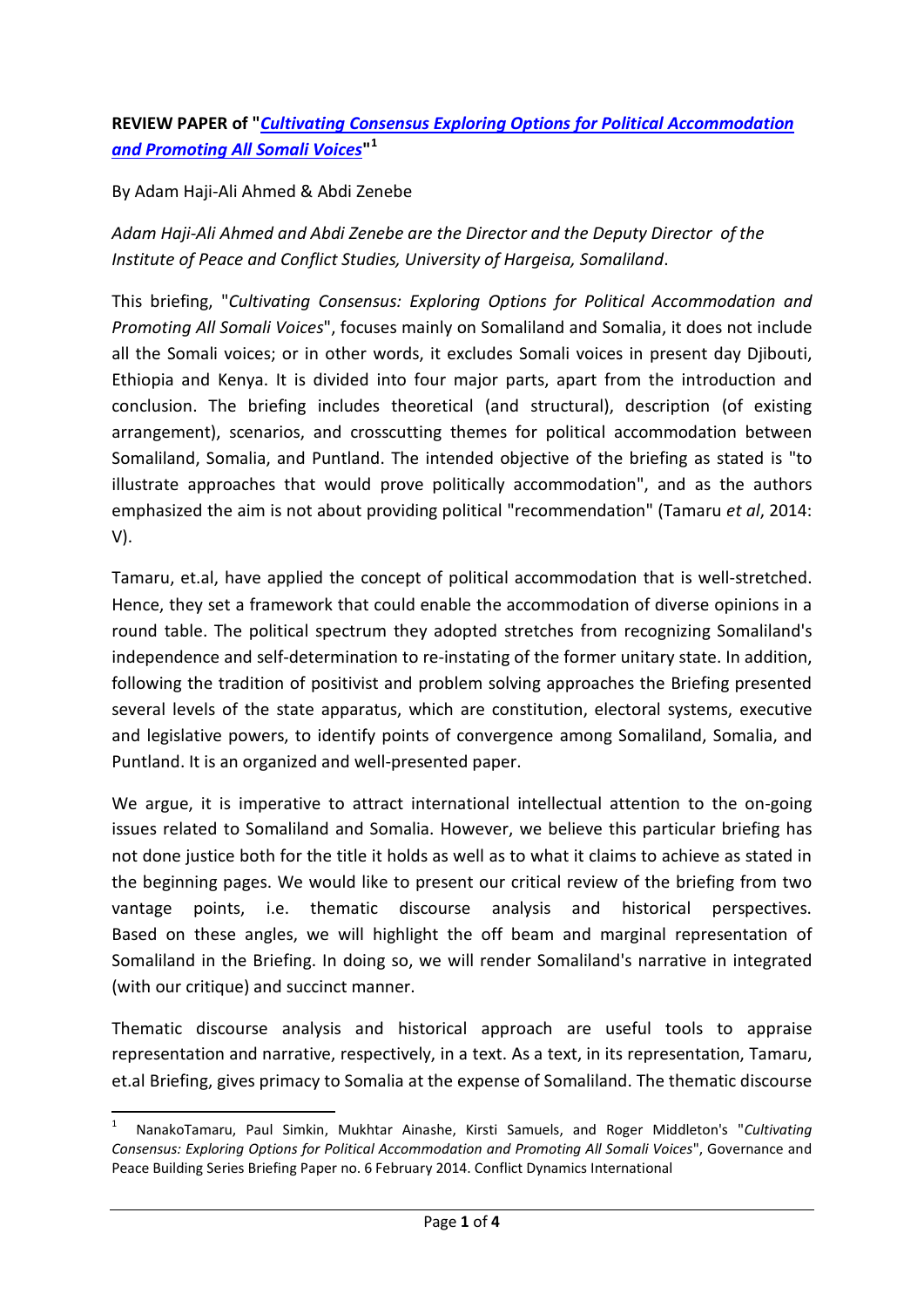**REVIEW PAPER of "*Cultivating Consensus Exploring Options for Political Accommodation and Promoting All Somali Voices*"[1]**

By Adam Haji-Ali Ahmed & Abdi Zenebe

*Adam Haji-Ali Ahmed and Abdi Zenebe are the Director and the Deputy Director of the Institute of Peace and Conflict Studies, University of Hargeisa, Somaliland*.

This briefing, "*Cultivating Consensus: Exploring Options for Political Accommodation and Promoting All Somali Voices*", focuses mainly on Somaliland and Somalia, it does not include all the Somali voices; or in other words, it excludes Somali voices in present day Djibouti, Ethiopia and Kenya. It is divided into four major parts, apart from the introduction and conclusion. The briefing includes theoretical (and structural), description (of existing arrangement), scenarios, and crosscutting themes for political accommodation between Somaliland, Somalia, and Puntland. The intended objective of the briefing as stated is "to illustrate approaches that would prove politically accommodation", and as the authors emphasized the aim is not about providing political "recommendation" (Tamaru *et al*, 2014: V).

Tamaru, et.al, have applied the concept of political accommodation that is well-stretched. Hence, they set a framework that could enable the accommodation of diverse opinions in a round table. The political spectrum they adopted stretches from recognizing Somaliland's independence and self-determination to re-instating of the former unitary state. In addition, following the tradition of positivist and problem solving approaches the Briefing presented several levels of the state apparatus, which are constitution, electoral systems, executive and legislative powers, to identify points of convergence among Somaliland, Somalia, and Puntland. It is an organized and well-presented paper.

We argue, it is imperative to attract international intellectual attention to the on-going issues related to Somaliland and Somalia. However, we believe this particular briefing has not done justice both for the title it holds as well as to what it claims to achieve as stated in the beginning pages. We would like to present our critical review of the briefing from two vantage points, i.e. thematic discourse analysis and historical perspectives. Based on these angles, we will highlight the off beam and marginal representation of Somaliland in the Briefing. In doing so, we will render Somaliland's narrative in integrated (with our critique) and succinct manner.

Thematic discourse analysis and historical approach are useful tools to appraise representation and narrative, respectively, in a text. As a text, in its representation, Tamaru, et.al Briefing, gives primacy to Somalia at the expense of Somaliland. The thematic discourse

---

[1] NanakoTamaru, Paul Simkin, Mukhtar Ainashe, Kirsti Samuels, and Roger Middleton's "*Cultivating Consensus: Exploring Options for Political Accommodation and Promoting All Somali Voices*", Governance and Peace Building Series Briefing Paper no. 6 February 2014. Conflict Dynamics International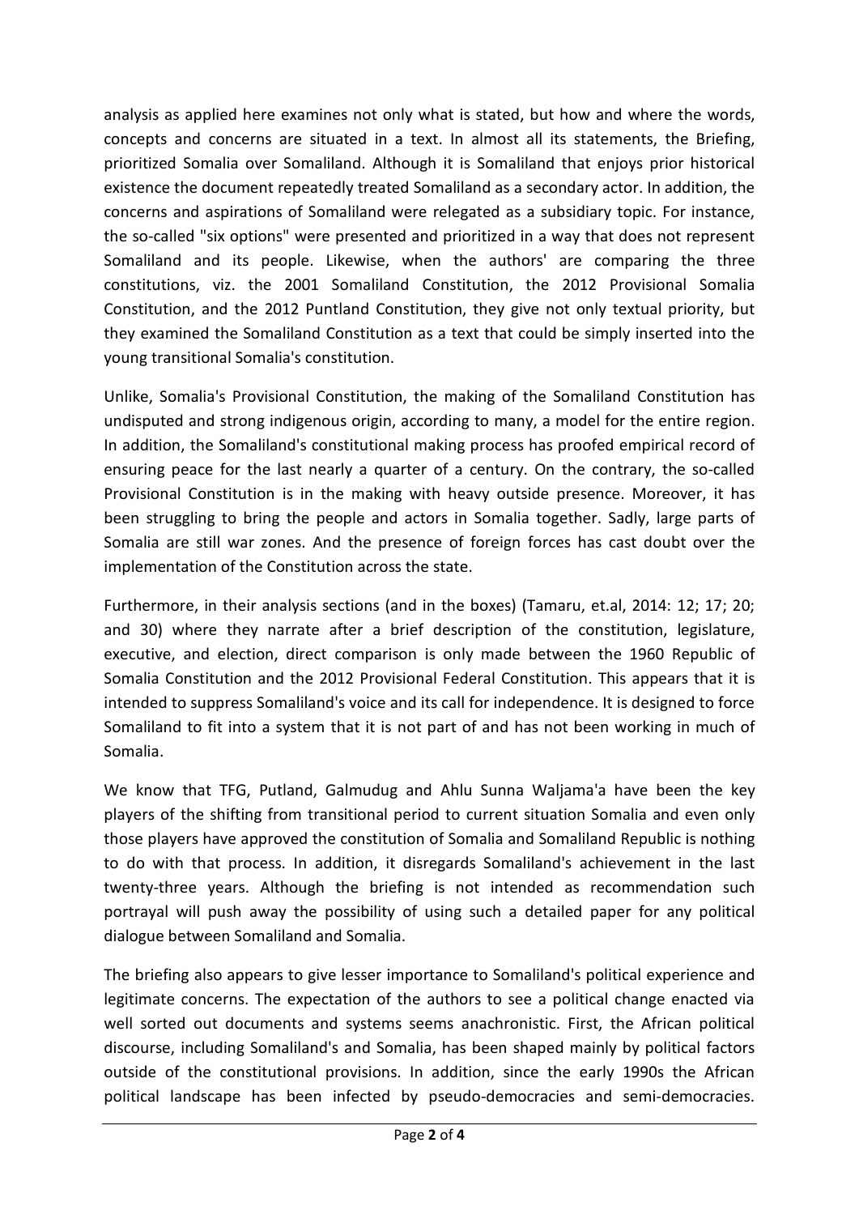analysis as applied here examines not only what is stated, but how and where the words, concepts and concerns are situated in a text. In almost all its statements, the Briefing, prioritized Somalia over Somaliland. Although it is Somaliland that enjoys prior historical existence the document repeatedly treated Somaliland as a secondary actor. In addition, the concerns and aspirations of Somaliland were relegated as a subsidiary topic. For instance, the so-called "six options" were presented and prioritized in a way that does not represent Somaliland and its people. Likewise, when the authors' are comparing the three constitutions, viz. the 2001 Somaliland Constitution, the 2012 Provisional Somalia Constitution, and the 2012 Puntland Constitution, they give not only textual priority, but they examined the Somaliland Constitution as a text that could be simply inserted into the young transitional Somalia's constitution.

Unlike, Somalia's Provisional Constitution, the making of the Somaliland Constitution has undisputed and strong indigenous origin, according to many, a model for the entire region. In addition, the Somaliland's constitutional making process has proofed empirical record of ensuring peace for the last nearly a quarter of a century. On the contrary, the so-called Provisional Constitution is in the making with heavy outside presence. Moreover, it has been struggling to bring the people and actors in Somalia together. Sadly, large parts of Somalia are still war zones. And the presence of foreign forces has cast doubt over the implementation of the Constitution across the state.

Furthermore, in their analysis sections (and in the boxes) (Tamaru, et.al, 2014: 12; 17; 20; and 30) where they narrate after a brief description of the constitution, legislature, executive, and election, direct comparison is only made between the 1960 Republic of Somalia Constitution and the 2012 Provisional Federal Constitution. This appears that it is intended to suppress Somaliland's voice and its call for independence. It is designed to force Somaliland to fit into a system that it is not part of and has not been working in much of Somalia.

We know that TFG, Putland, Galmudug and Ahlu Sunna Waljama'a have been the key players of the shifting from transitional period to current situation Somalia and even only those players have approved the constitution of Somalia and Somaliland Republic is nothing to do with that process. In addition, it disregards Somaliland's achievement in the last twenty-three years. Although the briefing is not intended as recommendation such portrayal will push away the possibility of using such a detailed paper for any political dialogue between Somaliland and Somalia.

The briefing also appears to give lesser importance to Somaliland's political experience and legitimate concerns. The expectation of the authors to see a political change enacted via well sorted out documents and systems seems anachronistic. First, the African political discourse, including Somaliland's and Somalia, has been shaped mainly by political factors outside of the constitutional provisions. In addition, since the early 1990s the African political landscape has been infected by pseudo-democracies and semi-democracies.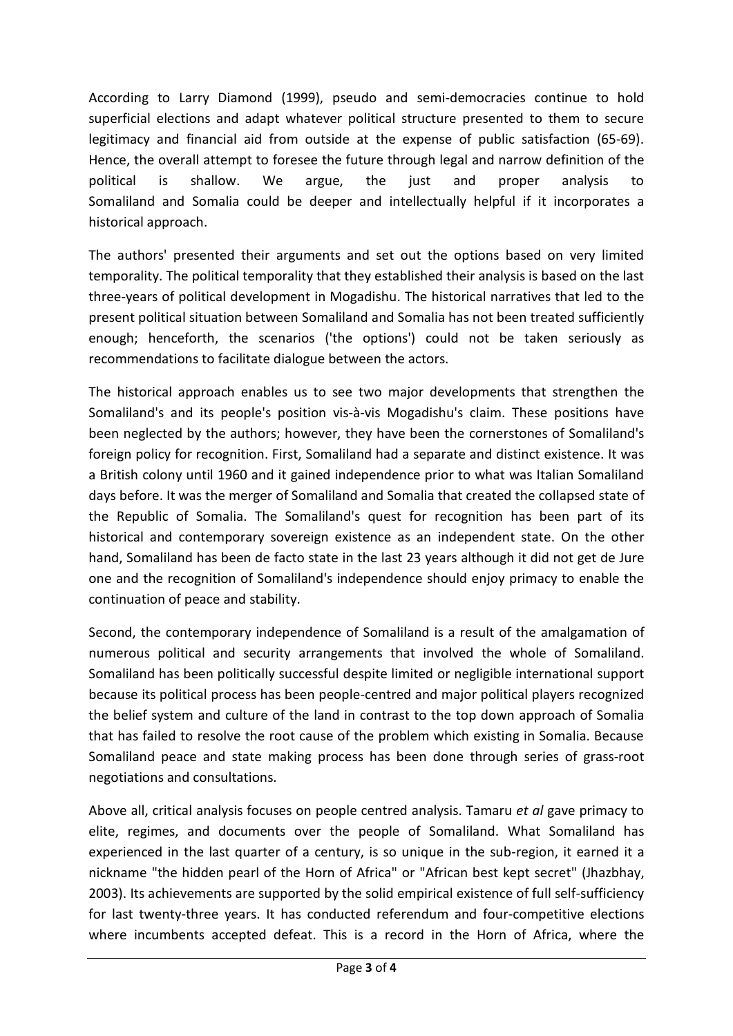According to Larry Diamond (1999), pseudo and semi-democracies continue to hold superficial elections and adapt whatever political structure presented to them to secure legitimacy and financial aid from outside at the expense of public satisfaction (65-69). Hence, the overall attempt to foresee the future through legal and narrow definition of the political is shallow. We argue, the just and proper analysis to Somaliland and Somalia could be deeper and intellectually helpful if it incorporates a historical approach.

The authors' presented their arguments and set out the options based on very limited temporality. The political temporality that they established their analysis is based on the last three-years of political development in Mogadishu. The historical narratives that led to the present political situation between Somaliland and Somalia has not been treated sufficiently enough; henceforth, the scenarios ('the options') could not be taken seriously as recommendations to facilitate dialogue between the actors.

The historical approach enables us to see two major developments that strengthen the Somaliland's and its people's position vis-à-vis Mogadishu's claim. These positions have been neglected by the authors; however, they have been the cornerstones of Somaliland's foreign policy for recognition. First, Somaliland had a separate and distinct existence. It was a British colony until 1960 and it gained independence prior to what was Italian Somaliland days before. It was the merger of Somaliland and Somalia that created the collapsed state of the Republic of Somalia. The Somaliland's quest for recognition has been part of its historical and contemporary sovereign existence as an independent state. On the other hand, Somaliland has been de facto state in the last 23 years although it did not get de Jure one and the recognition of Somaliland's independence should enjoy primacy to enable the continuation of peace and stability.

Second, the contemporary independence of Somaliland is a result of the amalgamation of numerous political and security arrangements that involved the whole of Somaliland. Somaliland has been politically successful despite limited or negligible international support because its political process has been people-centred and major political players recognized the belief system and culture of the land in contrast to the top down approach of Somalia that has failed to resolve the root cause of the problem which existing in Somalia. Because Somaliland peace and state making process has been done through series of grass-root negotiations and consultations.

Above all, critical analysis focuses on people centred analysis. Tamaru *et al* gave primacy to elite, regimes, and documents over the people of Somaliland. What Somaliland has experienced in the last quarter of a century, is so unique in the sub-region, it earned it a nickname "the hidden pearl of the Horn of Africa" or "African best kept secret" (Jhazbhay, 2003). Its achievements are supported by the solid empirical existence of full self-sufficiency for last twenty-three years. It has conducted referendum and four-competitive elections where incumbents accepted defeat. This is a record in the Horn of Africa, where the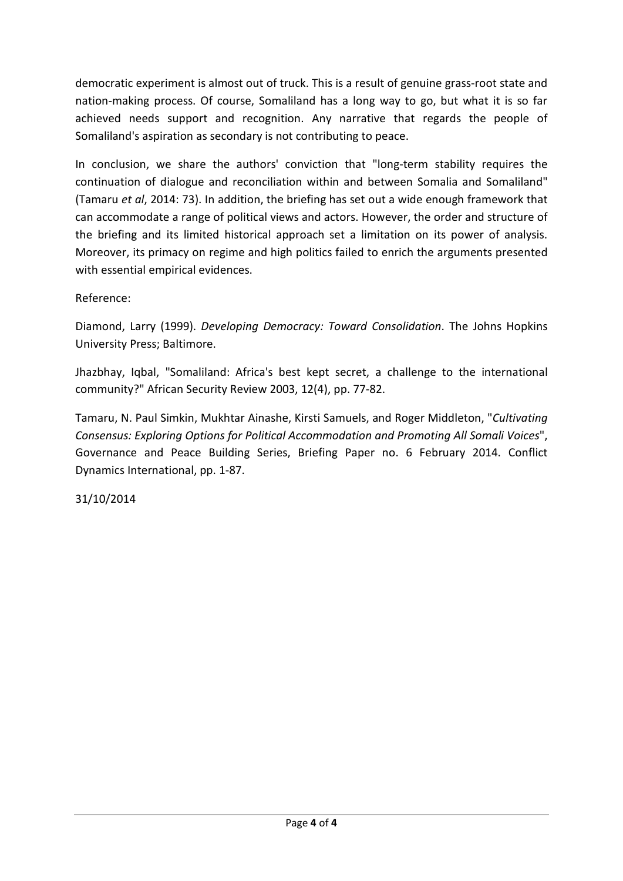democratic experiment is almost out of truck. This is a result of genuine grass-root state and nation-making process. Of course, Somaliland has a long way to go, but what it is so far achieved needs support and recognition. Any narrative that regards the people of Somaliland's aspiration as secondary is not contributing to peace.

In conclusion, we share the authors' conviction that "long-term stability requires the continuation of dialogue and reconciliation within and between Somalia and Somaliland" (Tamaru *et al*, 2014: 73). In addition, the briefing has set out a wide enough framework that can accommodate a range of political views and actors. However, the order and structure of the briefing and its limited historical approach set a limitation on its power of analysis. Moreover, its primacy on regime and high politics failed to enrich the arguments presented with essential empirical evidences.

Reference:

Diamond, Larry (1999). *Developing Democracy: Toward Consolidation*. The Johns Hopkins University Press; Baltimore.

Jhazbhay, Iqbal, "Somaliland: Africa's best kept secret, a challenge to the international community?" African Security Review 2003, 12(4), pp. 77-82.

Tamaru, N. Paul Simkin, Mukhtar Ainashe, Kirsti Samuels, and Roger Middleton, "*Cultivating Consensus: Exploring Options for Political Accommodation and Promoting All Somali Voices*", Governance and Peace Building Series, Briefing Paper no. 6 February 2014. Conflict Dynamics International, pp. 1-87.

31/10/2014